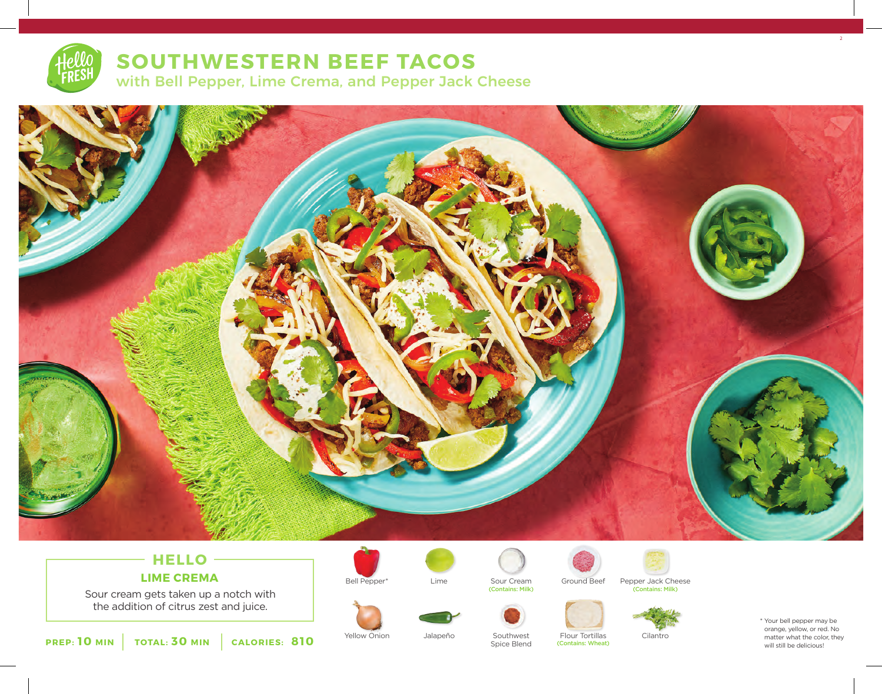# SOUTHWESTERN BEEF TACOS

## with Bell Pepper, Lime Crema, and Pepper Jack Cheese

### HELLO

**LIME CREMA**

Sour cream gets taken up a notch with the addition of citrus zest and juice.

**PREP: 10 MIN** | **TOTAL: 30 MIN** | **CALORIES: 810**

- Bell Pepper*
- Lime
- Sour Cream (Contains: Milk)
- Ground Beef
- Pepper Jack Cheese (Contains: Milk)
- Yellow Onion
- Jalapeño
- Southwest Spice Blend
- Flour Tortillas (Contains: Wheat)
- Cilantro

* Your bell pepper may be orange, yellow, or red. No matter what the color, they will still be delicious!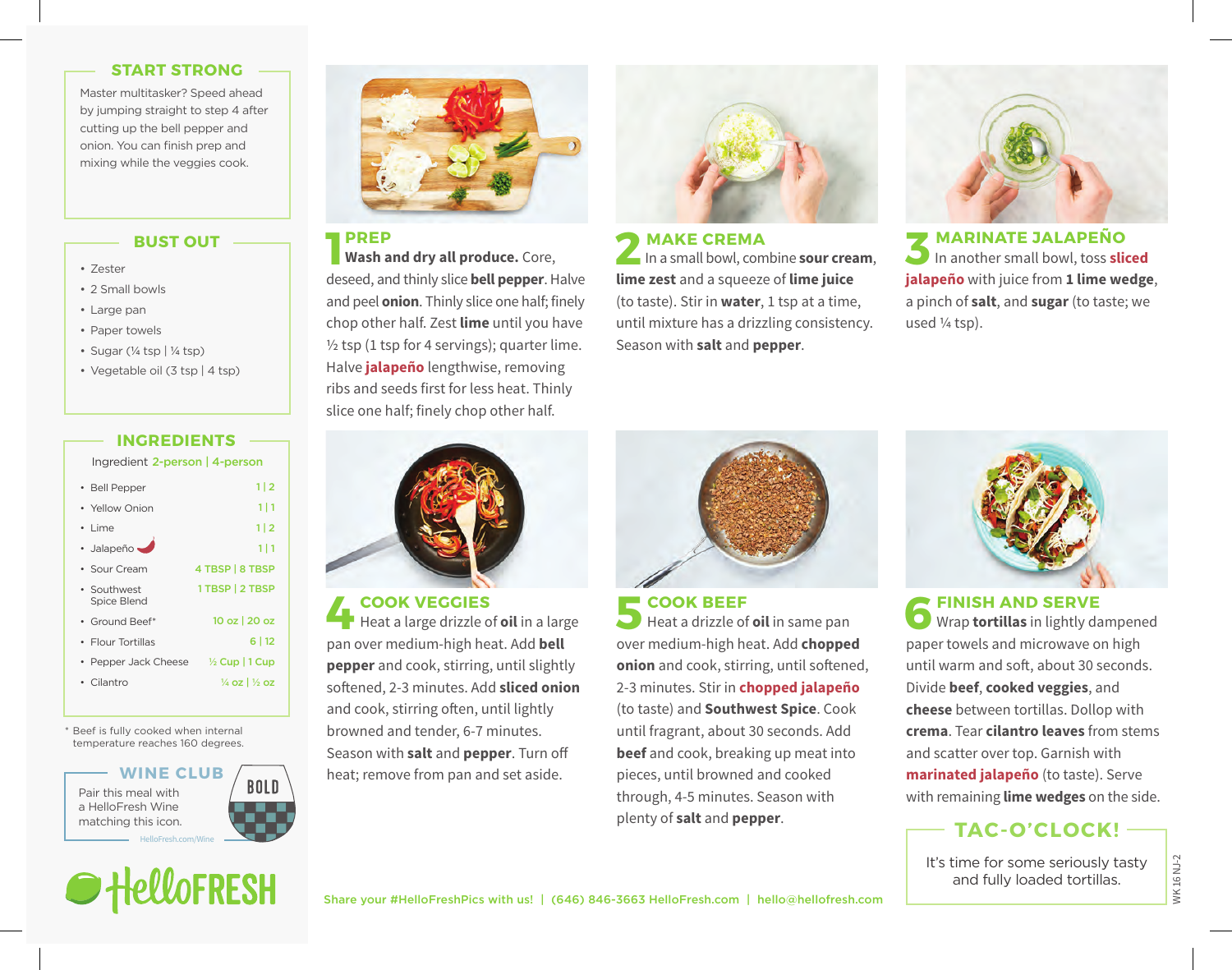## START STRONG

Master multitasker? Speed ahead by jumping straight to step 4 after cutting up the bell pepper and onion. You can finish prep and mixing while the veggies cook.

## BUST OUT

- Zester
- 2 Small bowls
- Large pan
- Paper towels
- Sugar (¼ tsp | ¼ tsp)
- Vegetable oil (3 tsp | 4 tsp)

## INGREDIENTS

| Ingredient | 2-person \| 4-person |
|---|---|
| Bell Pepper | 1 \| 2 |
| Yellow Onion | 1 \| 1 |
| Lime | 1 \| 2 |
| Jalapeño | 1 \| 1 |
| Sour Cream | 4 TBSP \| 8 TBSP |
| Southwest Spice Blend | 1 TBSP \| 2 TBSP |
| Ground Beef* | 10 oz \| 20 oz |
| Flour Tortillas | 6 \| 12 |
| Pepper Jack Cheese | ½ Cup \| 1 Cup |
| Cilantro | ¼ oz \| ½ oz |

* Beef is fully cooked when internal temperature reaches 160 degrees.

## WINE CLUB

Pair this meal with a HelloFresh Wine matching this icon.

BOLD

HelloFresh.com/Wine

HelloFRESH

## 1 PREP

**Wash and dry all produce.** Core, deseed, and thinly slice **bell pepper**. Halve and peel **onion**. Thinly slice one half; finely chop other half. Zest **lime** until you have ½ tsp (1 tsp for 4 servings); quarter lime. Halve **jalapeño** lengthwise, removing ribs and seeds first for less heat. Thinly slice one half; finely chop other half.

## 2 MAKE CREMA

In a small bowl, combine **sour cream**, **lime zest** and a squeeze of **lime juice** (to taste). Stir in **water**, 1 tsp at a time, until mixture has a drizzling consistency. Season with **salt** and **pepper**.

## 3 MARINATE JALAPEÑO

In another small bowl, toss **sliced jalapeño** with juice from **1 lime wedge**, a pinch of **salt**, and **sugar** (to taste; we used ¼ tsp).

## 4 COOK VEGGIES

Heat a large drizzle of **oil** in a large pan over medium-high heat. Add **bell pepper** and cook, stirring, until slightly softened, 2-3 minutes. Add **sliced onion** and cook, stirring often, until lightly browned and tender, 6-7 minutes. Season with **salt** and **pepper**. Turn off heat; remove from pan and set aside.

## 5 COOK BEEF

Heat a drizzle of **oil** in same pan over medium-high heat. Add **chopped onion** and cook, stirring, until softened, 2-3 minutes. Stir in **chopped jalapeño** (to taste) and **Southwest Spice**. Cook until fragrant, about 30 seconds. Add **beef** and cook, breaking up meat into pieces, until browned and cooked through, 4-5 minutes. Season with plenty of **salt** and **pepper**.

## 6 FINISH AND SERVE

Wrap **tortillas** in lightly dampened paper towels and microwave on high until warm and soft, about 30 seconds. Divide **beef**, **cooked veggies**, and **cheese** between tortillas. Dollop with **crema**. Tear **cilantro leaves** from stems and scatter over top. Garnish with **marinated jalapeño** (to taste). Serve with remaining **lime wedges** on the side.

## TAC-O'CLOCK!

It's time for some seriously tasty and fully loaded tortillas.

Share your #HelloFreshPics with us! | (646) 846-3663 HelloFresh.com | hello@hellofresh.com

WK 16 NJ-2